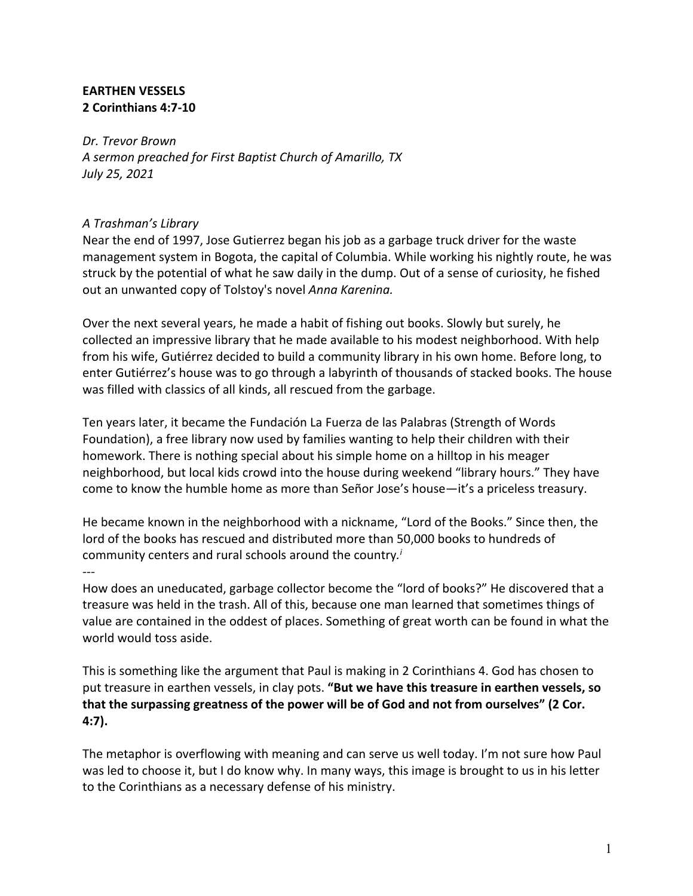**EARTHEN VESSELS**
**2 Corinthians 4:7-10**

*Dr. Trevor Brown*
*A sermon preached for First Baptist Church of Amarillo, TX*
*July 25, 2021*

*A Trashman's Library*
Near the end of 1997, Jose Gutierrez began his job as a garbage truck driver for the waste management system in Bogota, the capital of Columbia. While working his nightly route, he was struck by the potential of what he saw daily in the dump. Out of a sense of curiosity, he fished out an unwanted copy of Tolstoy's novel *Anna Karenina.*

Over the next several years, he made a habit of fishing out books. Slowly but surely, he collected an impressive library that he made available to his modest neighborhood. With help from his wife, Gutiérrez decided to build a community library in his own home. Before long, to enter Gutiérrez's house was to go through a labyrinth of thousands of stacked books. The house was filled with classics of all kinds, all rescued from the garbage.

Ten years later, it became the Fundación La Fuerza de las Palabras (Strength of Words Foundation), a free library now used by families wanting to help their children with their homework. There is nothing special about his simple home on a hilltop in his meager neighborhood, but local kids crowd into the house during weekend "library hours." They have come to know the humble home as more than Señor Jose's house—it's a priceless treasury.

He became known in the neighborhood with a nickname, "Lord of the Books." Since then, the lord of the books has rescued and distributed more than 50,000 books to hundreds of community centers and rural schools around the country.[i]

---

How does an uneducated, garbage collector become the "lord of books?" He discovered that a treasure was held in the trash. All of this, because one man learned that sometimes things of value are contained in the oddest of places. Something of great worth can be found in what the world would toss aside.

This is something like the argument that Paul is making in 2 Corinthians 4. God has chosen to put treasure in earthen vessels, in clay pots. **"But we have this treasure in earthen vessels, so that the surpassing greatness of the power will be of God and not from ourselves" (2 Cor. 4:7).**

The metaphor is overflowing with meaning and can serve us well today. I'm not sure how Paul was led to choose it, but I do know why. In many ways, this image is brought to us in his letter to the Corinthians as a necessary defense of his ministry.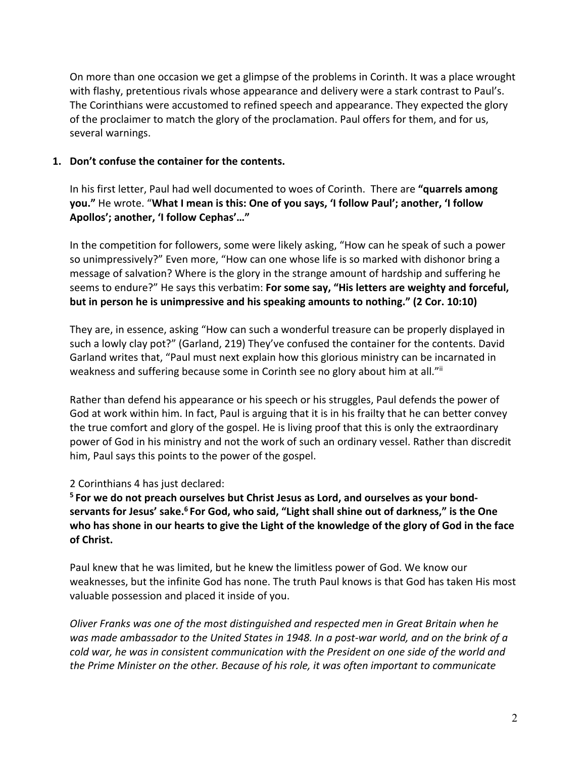On more than one occasion we get a glimpse of the problems in Corinth. It was a place wrought with flashy, pretentious rivals whose appearance and delivery were a stark contrast to Paul's. The Corinthians were accustomed to refined speech and appearance. They expected the glory of the proclaimer to match the glory of the proclamation. Paul offers for them, and for us, several warnings.

1. **Don't confuse the container for the contents.**

   In his first letter, Paul had well documented to woes of Corinth. There are **"quarrels among you."** He wrote. "**What I mean is this: One of you says, 'I follow Paul'; another, 'I follow Apollos'; another, 'I follow Cephas'…"**

   In the competition for followers, some were likely asking, "How can he speak of such a power so unimpressively?" Even more, "How can one whose life is so marked with dishonor bring a message of salvation? Where is the glory in the strange amount of hardship and suffering he seems to endure?" He says this verbatim: **For some say, "His letters are weighty and forceful, but in person he is unimpressive and his speaking amounts to nothing." (2 Cor. 10:10)**

   They are, in essence, asking "How can such a wonderful treasure can be properly displayed in such a lowly clay pot?" (Garland, 219) They've confused the container for the contents. David Garland writes that, "Paul must next explain how this glorious ministry can be incarnated in weakness and suffering because some in Corinth see no glory about him at all."[ii]

   Rather than defend his appearance or his speech or his struggles, Paul defends the power of God at work within him. In fact, Paul is arguing that it is in his frailty that he can better convey the true comfort and glory of the gospel. He is living proof that this is only the extraordinary power of God in his ministry and not the work of such an ordinary vessel. Rather than discredit him, Paul says this points to the power of the gospel.

   2 Corinthians 4 has just declared:

   **[5] For we do not preach ourselves but Christ Jesus as Lord, and ourselves as your bond-servants for Jesus' sake.[6] For God, who said, "Light shall shine out of darkness," is the One who has shone in our hearts to give the Light of the knowledge of the glory of God in the face of Christ.**

   Paul knew that he was limited, but he knew the limitless power of God. We know our weaknesses, but the infinite God has none. The truth Paul knows is that God has taken His most valuable possession and placed it inside of you.

   *Oliver Franks was one of the most distinguished and respected men in Great Britain when he was made ambassador to the United States in 1948. In a post-war world, and on the brink of a cold war, he was in consistent communication with the President on one side of the world and the Prime Minister on the other. Because of his role, it was often important to communicate*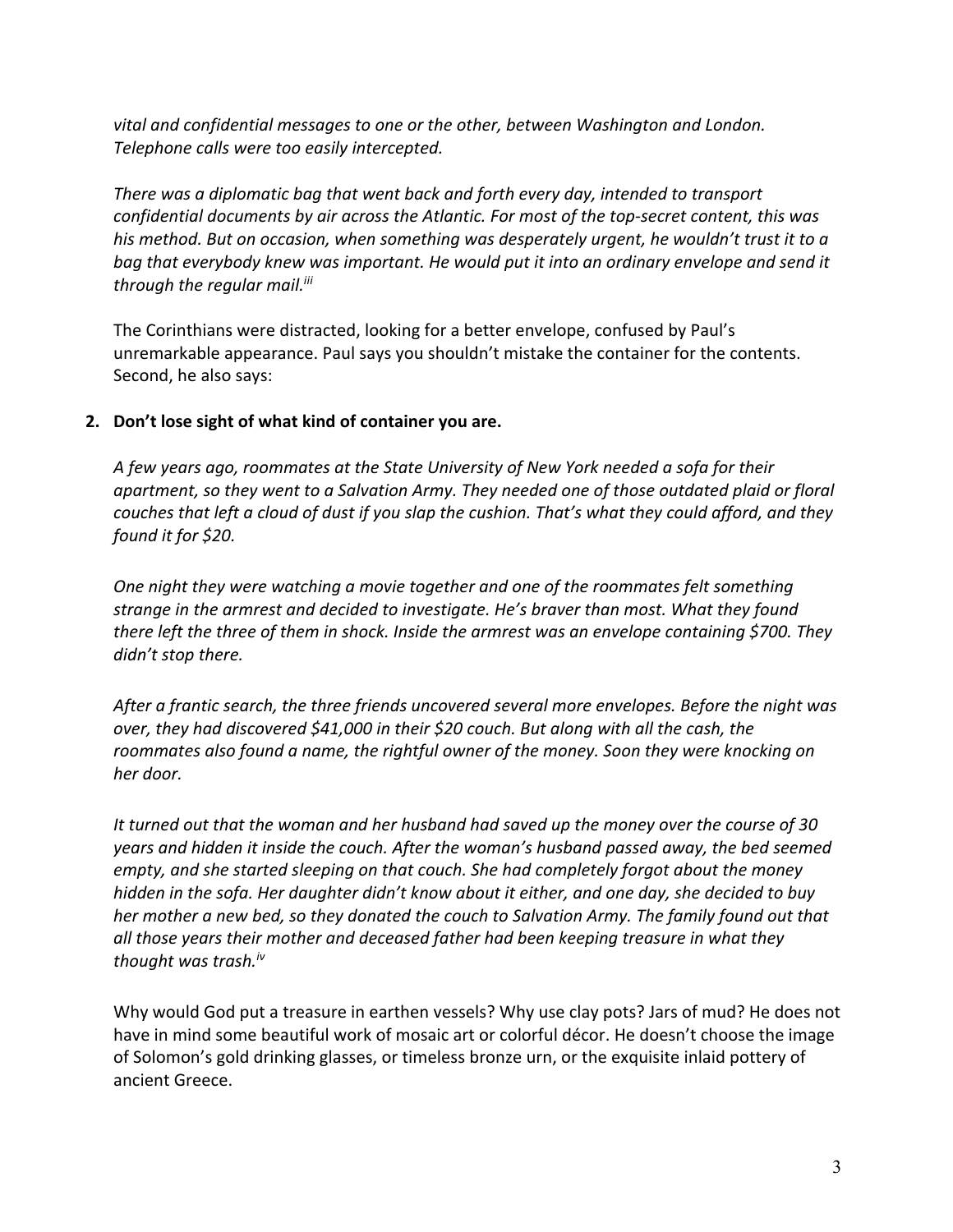*vital and confidential messages to one or the other, between Washington and London. Telephone calls were too easily intercepted.*

*There was a diplomatic bag that went back and forth every day, intended to transport confidential documents by air across the Atlantic. For most of the top-secret content, this was his method. But on occasion, when something was desperately urgent, he wouldn't trust it to a bag that everybody knew was important. He would put it into an ordinary envelope and send it through the regular mail.*[iii]

The Corinthians were distracted, looking for a better envelope, confused by Paul's unremarkable appearance. Paul says you shouldn't mistake the container for the contents. Second, he also says:

**2. Don't lose sight of what kind of container you are.**

*A few years ago, roommates at the State University of New York needed a sofa for their apartment, so they went to a Salvation Army. They needed one of those outdated plaid or floral couches that left a cloud of dust if you slap the cushion. That's what they could afford, and they found it for $20.*

*One night they were watching a movie together and one of the roommates felt something strange in the armrest and decided to investigate. He's braver than most. What they found there left the three of them in shock. Inside the armrest was an envelope containing $700. They didn't stop there.*

*After a frantic search, the three friends uncovered several more envelopes. Before the night was over, they had discovered $41,000 in their $20 couch. But along with all the cash, the roommates also found a name, the rightful owner of the money. Soon they were knocking on her door.*

*It turned out that the woman and her husband had saved up the money over the course of 30 years and hidden it inside the couch. After the woman's husband passed away, the bed seemed empty, and she started sleeping on that couch. She had completely forgot about the money hidden in the sofa. Her daughter didn't know about it either, and one day, she decided to buy her mother a new bed, so they donated the couch to Salvation Army. The family found out that all those years their mother and deceased father had been keeping treasure in what they thought was trash.*[iv]

Why would God put a treasure in earthen vessels? Why use clay pots? Jars of mud? He does not have in mind some beautiful work of mosaic art or colorful décor. He doesn't choose the image of Solomon's gold drinking glasses, or timeless bronze urn, or the exquisite inlaid pottery of ancient Greece.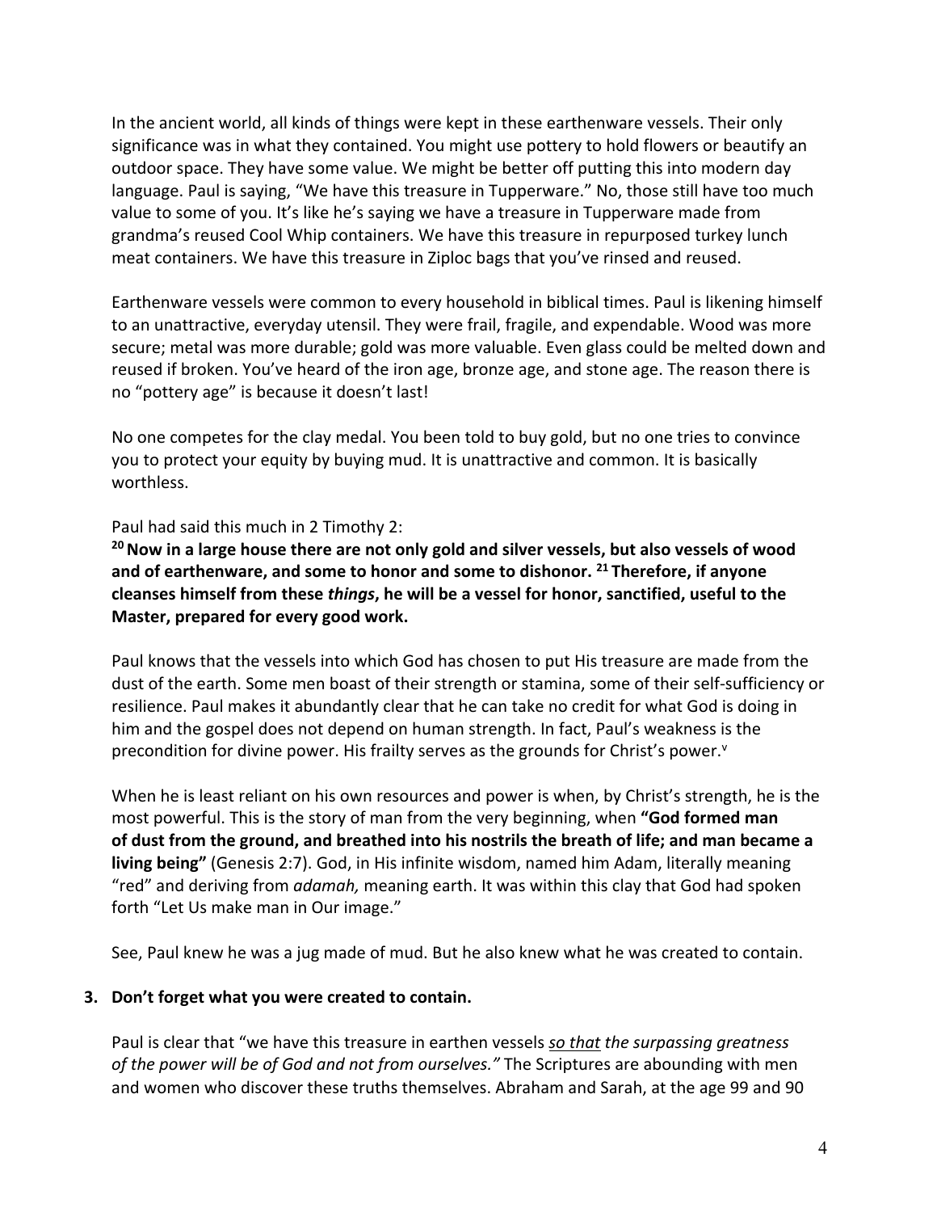In the ancient world, all kinds of things were kept in these earthenware vessels. Their only significance was in what they contained. You might use pottery to hold flowers or beautify an outdoor space. They have some value. We might be better off putting this into modern day language. Paul is saying, "We have this treasure in Tupperware." No, those still have too much value to some of you. It's like he's saying we have a treasure in Tupperware made from grandma's reused Cool Whip containers. We have this treasure in repurposed turkey lunch meat containers. We have this treasure in Ziploc bags that you've rinsed and reused.

Earthenware vessels were common to every household in biblical times. Paul is likening himself to an unattractive, everyday utensil. They were frail, fragile, and expendable. Wood was more secure; metal was more durable; gold was more valuable. Even glass could be melted down and reused if broken. You've heard of the iron age, bronze age, and stone age. The reason there is no "pottery age" is because it doesn't last!

No one competes for the clay medal. You been told to buy gold, but no one tries to convince you to protect your equity by buying mud. It is unattractive and common. It is basically worthless.

Paul had said this much in 2 Timothy 2:

**[20] Now in a large house there are not only gold and silver vessels, but also vessels of wood and of earthenware, and some to honor and some to dishonor. [21] Therefore, if anyone cleanses himself from these *things*, he will be a vessel for honor, sanctified, useful to the Master, prepared for every good work.**

Paul knows that the vessels into which God has chosen to put His treasure are made from the dust of the earth. Some men boast of their strength or stamina, some of their self-sufficiency or resilience. Paul makes it abundantly clear that he can take no credit for what God is doing in him and the gospel does not depend on human strength. In fact, Paul's weakness is the precondition for divine power. His frailty serves as the grounds for Christ's power.[v]

When he is least reliant on his own resources and power is when, by Christ's strength, he is the most powerful. This is the story of man from the very beginning, when **"God formed man of dust from the ground, and breathed into his nostrils the breath of life; and man became a living being"** (Genesis 2:7). God, in His infinite wisdom, named him Adam, literally meaning "red" and deriving from *adamah,* meaning earth. It was within this clay that God had spoken forth "Let Us make man in Our image."

See, Paul knew he was a jug made of mud. But he also knew what he was created to contain.

**3. Don't forget what you were created to contain.**

Paul is clear that "we have this treasure in earthen vessels *<u>so that</u> the surpassing greatness of the power will be of God and not from ourselves."* The Scriptures are abounding with men and women who discover these truths themselves. Abraham and Sarah, at the age 99 and 90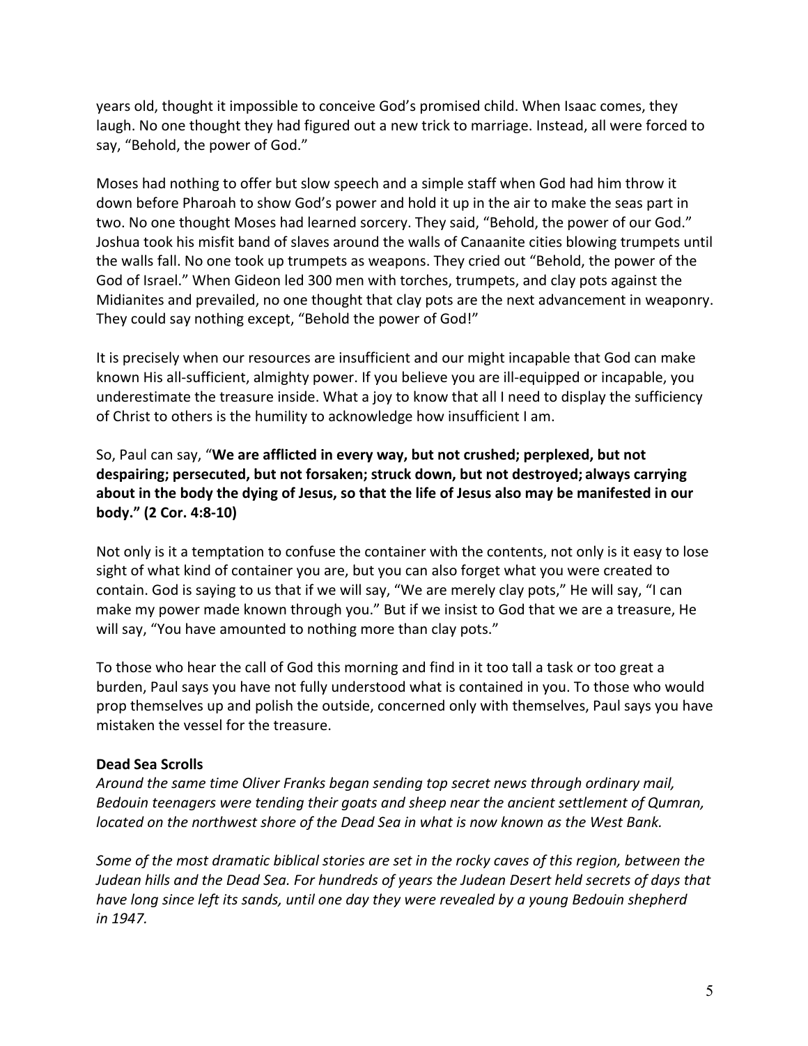years old, thought it impossible to conceive God's promised child. When Isaac comes, they laugh. No one thought they had figured out a new trick to marriage. Instead, all were forced to say, "Behold, the power of God."

Moses had nothing to offer but slow speech and a simple staff when God had him throw it down before Pharoah to show God's power and hold it up in the air to make the seas part in two. No one thought Moses had learned sorcery. They said, "Behold, the power of our God." Joshua took his misfit band of slaves around the walls of Canaanite cities blowing trumpets until the walls fall. No one took up trumpets as weapons. They cried out "Behold, the power of the God of Israel." When Gideon led 300 men with torches, trumpets, and clay pots against the Midianites and prevailed, no one thought that clay pots are the next advancement in weaponry. They could say nothing except, "Behold the power of God!"

It is precisely when our resources are insufficient and our might incapable that God can make known His all-sufficient, almighty power. If you believe you are ill-equipped or incapable, you underestimate the treasure inside. What a joy to know that all I need to display the sufficiency of Christ to others is the humility to acknowledge how insufficient I am.

So, Paul can say, "**We are afflicted in every way, but not crushed; perplexed, but not despairing; persecuted, but not forsaken; struck down, but not destroyed; always carrying about in the body the dying of Jesus, so that the life of Jesus also may be manifested in our body." (2 Cor. 4:8-10)**

Not only is it a temptation to confuse the container with the contents, not only is it easy to lose sight of what kind of container you are, but you can also forget what you were created to contain. God is saying to us that if we will say, "We are merely clay pots," He will say, "I can make my power made known through you." But if we insist to God that we are a treasure, He will say, "You have amounted to nothing more than clay pots."

To those who hear the call of God this morning and find in it too tall a task or too great a burden, Paul says you have not fully understood what is contained in you. To those who would prop themselves up and polish the outside, concerned only with themselves, Paul says you have mistaken the vessel for the treasure.

**Dead Sea Scrolls**

*Around the same time Oliver Franks began sending top secret news through ordinary mail, Bedouin teenagers were tending their goats and sheep near the ancient settlement of Qumran, located on the northwest shore of the Dead Sea in what is now known as the West Bank.*

*Some of the most dramatic biblical stories are set in the rocky caves of this region, between the Judean hills and the Dead Sea. For hundreds of years the Judean Desert held secrets of days that have long since left its sands, until one day they were revealed by a young Bedouin shepherd in 1947.*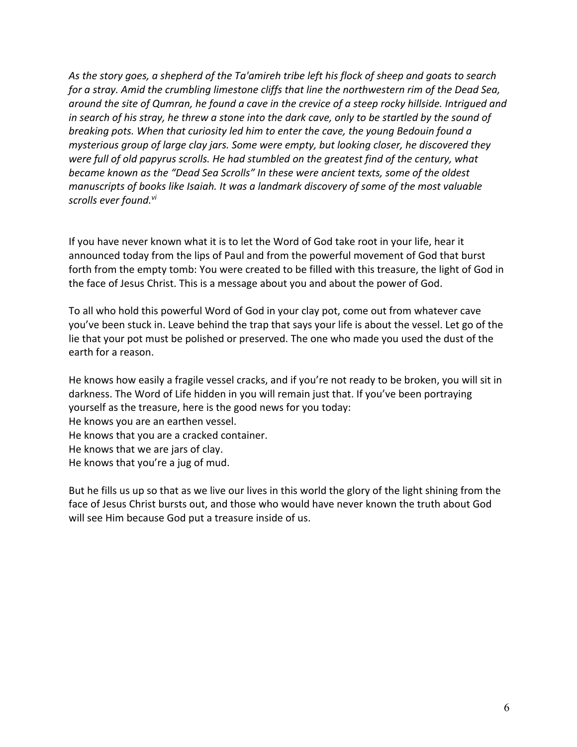*As the story goes, a shepherd of the Ta'amireh tribe left his flock of sheep and goats to search for a stray. Amid the crumbling limestone cliffs that line the northwestern rim of the Dead Sea, around the site of Qumran, he found a cave in the crevice of a steep rocky hillside. Intrigued and in search of his stray, he threw a stone into the dark cave, only to be startled by the sound of breaking pots. When that curiosity led him to enter the cave, the young Bedouin found a mysterious group of large clay jars. Some were empty, but looking closer, he discovered they were full of old papyrus scrolls. He had stumbled on the greatest find of the century, what became known as the "Dead Sea Scrolls" In these were ancient texts, some of the oldest manuscripts of books like Isaiah. It was a landmark discovery of some of the most valuable scrolls ever found.*[vi]

If you have never known what it is to let the Word of God take root in your life, hear it announced today from the lips of Paul and from the powerful movement of God that burst forth from the empty tomb: You were created to be filled with this treasure, the light of God in the face of Jesus Christ. This is a message about you and about the power of God.

To all who hold this powerful Word of God in your clay pot, come out from whatever cave you've been stuck in. Leave behind the trap that says your life is about the vessel. Let go of the lie that your pot must be polished or preserved. The one who made you used the dust of the earth for a reason.

He knows how easily a fragile vessel cracks, and if you're not ready to be broken, you will sit in darkness. The Word of Life hidden in you will remain just that. If you've been portraying yourself as the treasure, here is the good news for you today:
He knows you are an earthen vessel.
He knows that you are a cracked container.
He knows that we are jars of clay.
He knows that you're a jug of mud.

But he fills us up so that as we live our lives in this world the glory of the light shining from the face of Jesus Christ bursts out, and those who would have never known the truth about God will see Him because God put a treasure inside of us.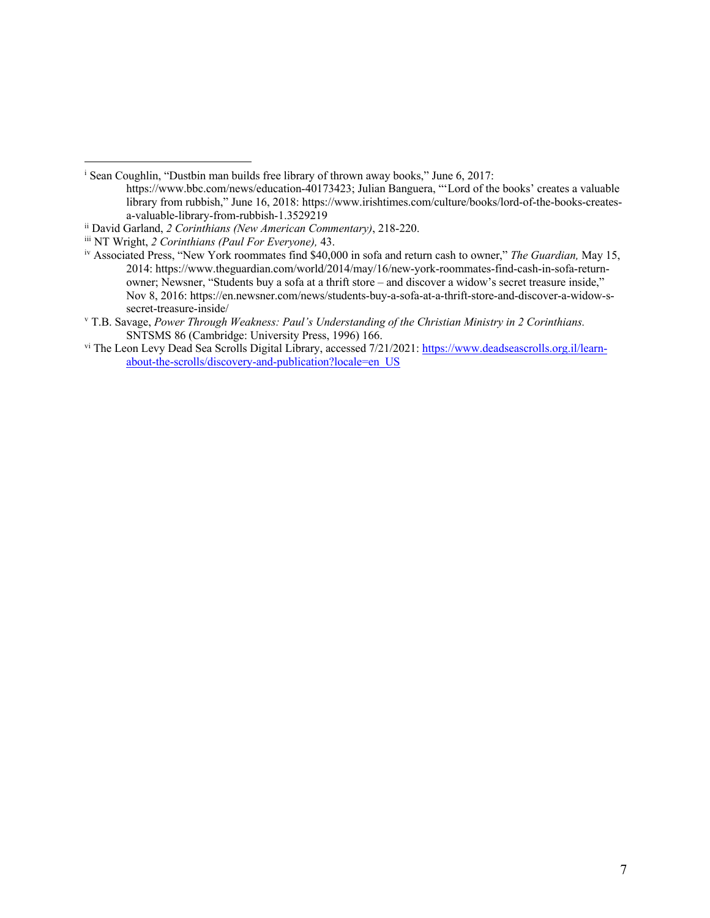[i] Sean Coughlin, "Dustbin man builds free library of thrown away books," June 6, 2017: https://www.bbc.com/news/education-40173423; Julian Banguera, "'Lord of the books' creates a valuable library from rubbish," June 16, 2018: https://www.irishtimes.com/culture/books/lord-of-the-books-creates-a-valuable-library-from-rubbish-1.3529219

[ii] David Garland, *2 Corinthians (New American Commentary)*, 218-220.

[iii] NT Wright, *2 Corinthians (Paul For Everyone),* 43.

[iv] Associated Press, "New York roommates find $40,000 in sofa and return cash to owner," *The Guardian,* May 15, 2014: https://www.theguardian.com/world/2014/may/16/new-york-roommates-find-cash-in-sofa-return-owner; Newsner, "Students buy a sofa at a thrift store – and discover a widow's secret treasure inside," Nov 8, 2016: https://en.newsner.com/news/students-buy-a-sofa-at-a-thrift-store-and-discover-a-widow-s-secret-treasure-inside/

[v] T.B. Savage, *Power Through Weakness: Paul's Understanding of the Christian Ministry in 2 Corinthians.* SNTSMS 86 (Cambridge: University Press, 1996) 166.

[vi] The Leon Levy Dead Sea Scrolls Digital Library, accessed 7/21/2021: https://www.deadseascrolls.org.il/learn-about-the-scrolls/discovery-and-publication?locale=en_US